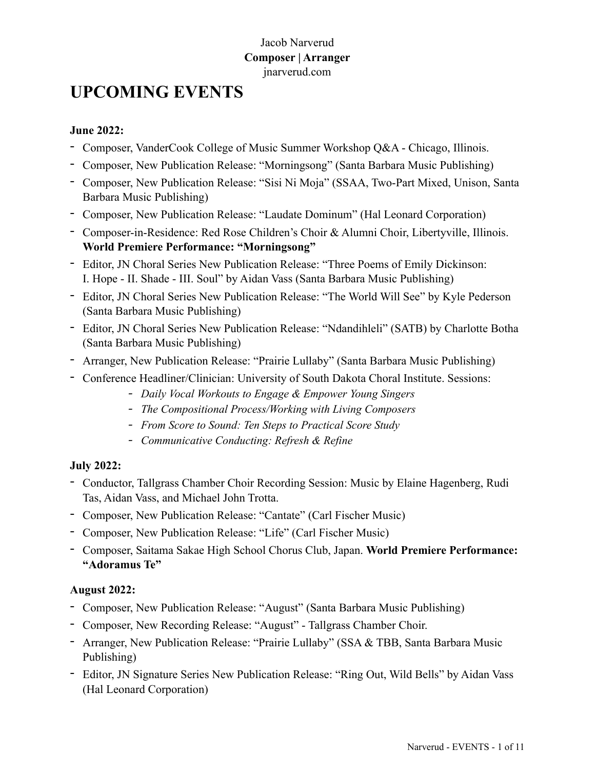Jacob Narverud
**Composer | Arranger**
jnarverud.com

# UPCOMING EVENTS

**June 2022:**

- Composer, VanderCook College of Music Summer Workshop Q&A - Chicago, Illinois.
- Composer, New Publication Release: "Morningsong" (Santa Barbara Music Publishing)
- Composer, New Publication Release: "Sisi Ni Moja" (SSAA, Two-Part Mixed, Unison, Santa Barbara Music Publishing)
- Composer, New Publication Release: "Laudate Dominum" (Hal Leonard Corporation)
- Composer-in-Residence: Red Rose Children's Choir & Alumni Choir, Libertyville, Illinois. **World Premiere Performance: "Morningsong"**
- Editor, JN Choral Series New Publication Release: "Three Poems of Emily Dickinson: I. Hope - II. Shade - III. Soul" by Aidan Vass (Santa Barbara Music Publishing)
- Editor, JN Choral Series New Publication Release: "The World Will See" by Kyle Pederson (Santa Barbara Music Publishing)
- Editor, JN Choral Series New Publication Release: "Ndandihleli" (SATB) by Charlotte Botha (Santa Barbara Music Publishing)
- Arranger, New Publication Release: "Prairie Lullaby" (Santa Barbara Music Publishing)
- Conference Headliner/Clinician: University of South Dakota Choral Institute. Sessions:
  - *Daily Vocal Workouts to Engage & Empower Young Singers*
  - *The Compositional Process/Working with Living Composers*
  - *From Score to Sound: Ten Steps to Practical Score Study*
  - *Communicative Conducting: Refresh & Refine*

**July 2022:**

- Conductor, Tallgrass Chamber Choir Recording Session: Music by Elaine Hagenberg, Rudi Tas, Aidan Vass, and Michael John Trotta.
- Composer, New Publication Release: "Cantate" (Carl Fischer Music)
- Composer, New Publication Release: "Life" (Carl Fischer Music)
- Composer, Saitama Sakae High School Chorus Club, Japan. **World Premiere Performance: "Adoramus Te"**

**August 2022:**

- Composer, New Publication Release: "August" (Santa Barbara Music Publishing)
- Composer, New Recording Release: "August" - Tallgrass Chamber Choir.
- Arranger, New Publication Release: "Prairie Lullaby" (SSA & TBB, Santa Barbara Music Publishing)
- Editor, JN Signature Series New Publication Release: "Ring Out, Wild Bells" by Aidan Vass (Hal Leonard Corporation)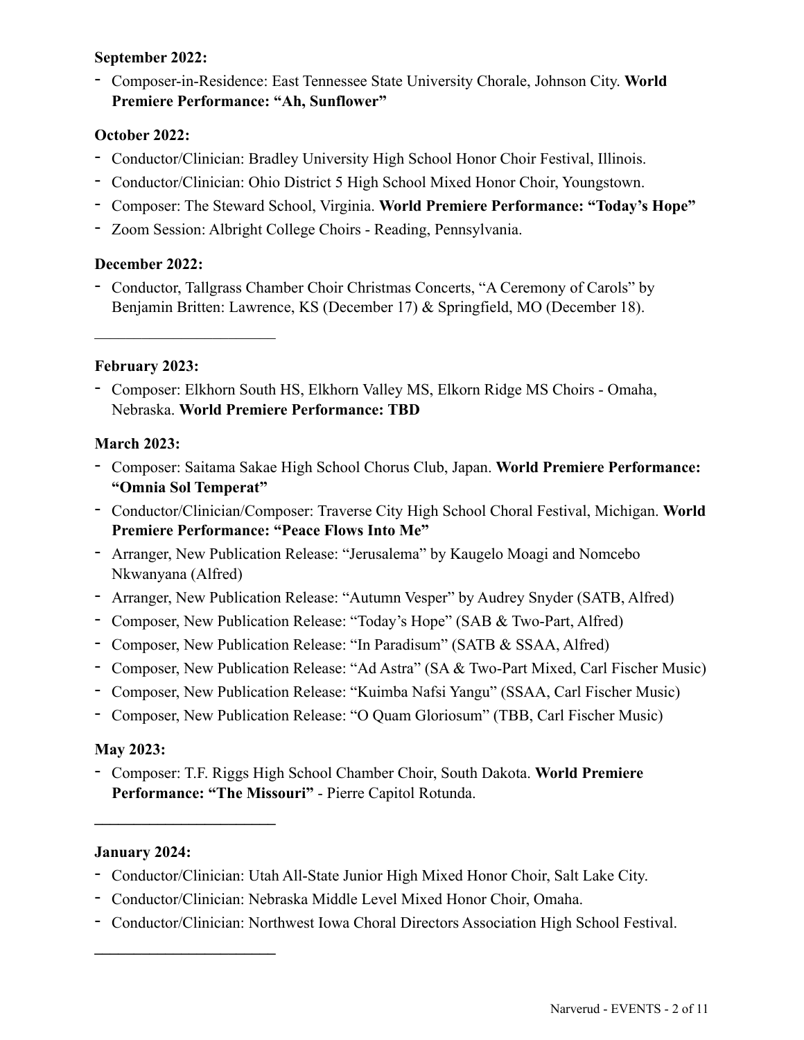**September 2022:**

- Composer-in-Residence: East Tennessee State University Chorale, Johnson City. **World Premiere Performance: "Ah, Sunflower"**

**October 2022:**

- Conductor/Clinician: Bradley University High School Honor Choir Festival, Illinois.
- Conductor/Clinician: Ohio District 5 High School Mixed Honor Choir, Youngstown.
- Composer: The Steward School, Virginia. **World Premiere Performance: "Today's Hope"**
- Zoom Session: Albright College Choirs - Reading, Pennsylvania.

**December 2022:**

- Conductor, Tallgrass Chamber Choir Christmas Concerts, "A Ceremony of Carols" by Benjamin Britten: Lawrence, KS (December 17) & Springfield, MO (December 18).

---

**February 2023:**

- Composer: Elkhorn South HS, Elkhorn Valley MS, Elkorn Ridge MS Choirs - Omaha, Nebraska. **World Premiere Performance: TBD**

**March 2023:**

- Composer: Saitama Sakae High School Chorus Club, Japan. **World Premiere Performance: "Omnia Sol Temperat"**
- Conductor/Clinician/Composer: Traverse City High School Choral Festival, Michigan. **World Premiere Performance: "Peace Flows Into Me"**
- Arranger, New Publication Release: "Jerusalema" by Kaugelo Moagi and Nomcebo Nkwanyana (Alfred)
- Arranger, New Publication Release: "Autumn Vesper" by Audrey Snyder (SATB, Alfred)
- Composer, New Publication Release: "Today's Hope" (SAB & Two-Part, Alfred)
- Composer, New Publication Release: "In Paradisum" (SATB & SSAA, Alfred)
- Composer, New Publication Release: "Ad Astra" (SA & Two-Part Mixed, Carl Fischer Music)
- Composer, New Publication Release: "Kuimba Nafsi Yangu" (SSAA, Carl Fischer Music)
- Composer, New Publication Release: "O Quam Gloriosum" (TBB, Carl Fischer Music)

**May 2023:**

- Composer: T.F. Riggs High School Chamber Choir, South Dakota. **World Premiere Performance: "The Missouri"** - Pierre Capitol Rotunda.

---

**January 2024:**

- Conductor/Clinician: Utah All-State Junior High Mixed Honor Choir, Salt Lake City.
- Conductor/Clinician: Nebraska Middle Level Mixed Honor Choir, Omaha.
- Conductor/Clinician: Northwest Iowa Choral Directors Association High School Festival.

---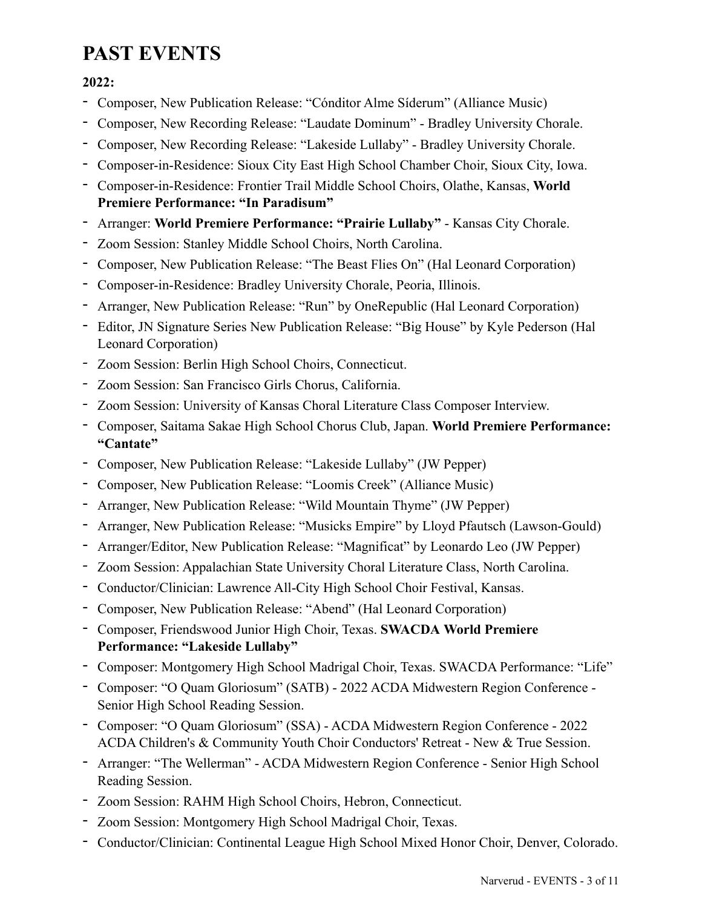# PAST EVENTS

**2022:**

- Composer, New Publication Release: "Cónditor Alme Síderum" (Alliance Music)
- Composer, New Recording Release: "Laudate Dominum" - Bradley University Chorale.
- Composer, New Recording Release: "Lakeside Lullaby" - Bradley University Chorale.
- Composer-in-Residence: Sioux City East High School Chamber Choir, Sioux City, Iowa.
- Composer-in-Residence: Frontier Trail Middle School Choirs, Olathe, Kansas, **World Premiere Performance: "In Paradisum"**
- Arranger: **World Premiere Performance: "Prairie Lullaby"** - Kansas City Chorale.
- Zoom Session: Stanley Middle School Choirs, North Carolina.
- Composer, New Publication Release: "The Beast Flies On" (Hal Leonard Corporation)
- Composer-in-Residence: Bradley University Chorale, Peoria, Illinois.
- Arranger, New Publication Release: "Run" by OneRepublic (Hal Leonard Corporation)
- Editor, JN Signature Series New Publication Release: "Big House" by Kyle Pederson (Hal Leonard Corporation)
- Zoom Session: Berlin High School Choirs, Connecticut.
- Zoom Session: San Francisco Girls Chorus, California.
- Zoom Session: University of Kansas Choral Literature Class Composer Interview.
- Composer, Saitama Sakae High School Chorus Club, Japan. **World Premiere Performance: "Cantate"**
- Composer, New Publication Release: "Lakeside Lullaby" (JW Pepper)
- Composer, New Publication Release: "Loomis Creek" (Alliance Music)
- Arranger, New Publication Release: "Wild Mountain Thyme" (JW Pepper)
- Arranger, New Publication Release: "Musicks Empire" by Lloyd Pfautsch (Lawson-Gould)
- Arranger/Editor, New Publication Release: "Magnificat" by Leonardo Leo (JW Pepper)
- Zoom Session: Appalachian State University Choral Literature Class, North Carolina.
- Conductor/Clinician: Lawrence All-City High School Choir Festival, Kansas.
- Composer, New Publication Release: "Abend" (Hal Leonard Corporation)
- Composer, Friendswood Junior High Choir, Texas. **SWACDA World Premiere Performance: "Lakeside Lullaby"**
- Composer: Montgomery High School Madrigal Choir, Texas. SWACDA Performance: "Life"
- Composer: "O Quam Gloriosum" (SATB) - 2022 ACDA Midwestern Region Conference - Senior High School Reading Session.
- Composer: "O Quam Gloriosum" (SSA) - ACDA Midwestern Region Conference - 2022 ACDA Children's & Community Youth Choir Conductors' Retreat - New & True Session.
- Arranger: "The Wellerman" - ACDA Midwestern Region Conference - Senior High School Reading Session.
- Zoom Session: RAHM High School Choirs, Hebron, Connecticut.
- Zoom Session: Montgomery High School Madrigal Choir, Texas.
- Conductor/Clinician: Continental League High School Mixed Honor Choir, Denver, Colorado.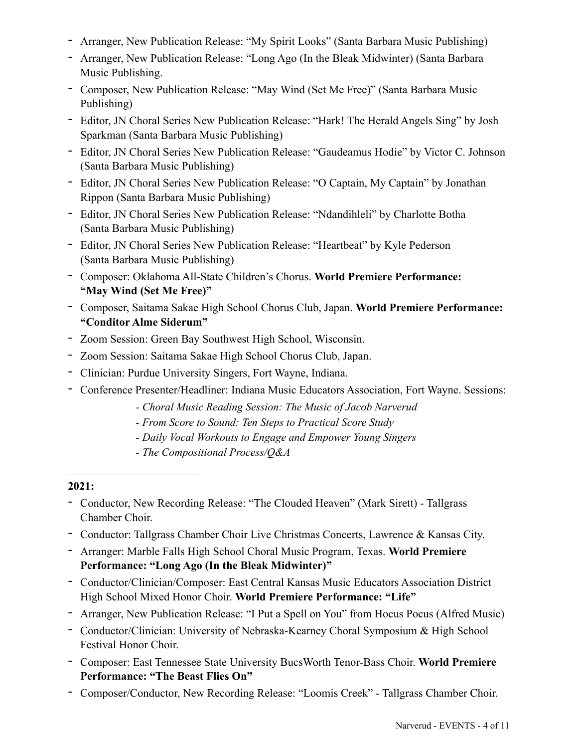- Arranger, New Publication Release: "My Spirit Looks" (Santa Barbara Music Publishing)
- Arranger, New Publication Release: "Long Ago (In the Bleak Midwinter) (Santa Barbara Music Publishing.
- Composer, New Publication Release: "May Wind (Set Me Free)" (Santa Barbara Music Publishing)
- Editor, JN Choral Series New Publication Release: "Hark! The Herald Angels Sing" by Josh Sparkman (Santa Barbara Music Publishing)
- Editor, JN Choral Series New Publication Release: "Gaudeamus Hodie" by Victor C. Johnson (Santa Barbara Music Publishing)
- Editor, JN Choral Series New Publication Release: "O Captain, My Captain" by Jonathan Rippon (Santa Barbara Music Publishing)
- Editor, JN Choral Series New Publication Release: "Ndandihleli" by Charlotte Botha (Santa Barbara Music Publishing)
- Editor, JN Choral Series New Publication Release: "Heartbeat" by Kyle Pederson (Santa Barbara Music Publishing)
- Composer: Oklahoma All-State Children's Chorus. **World Premiere Performance: "May Wind (Set Me Free)"**
- Composer, Saitama Sakae High School Chorus Club, Japan. **World Premiere Performance: "Conditor Alme Siderum"**
- Zoom Session: Green Bay Southwest High School, Wisconsin.
- Zoom Session: Saitama Sakae High School Chorus Club, Japan.
- Clinician: Purdue University Singers, Fort Wayne, Indiana.
- Conference Presenter/Headliner: Indiana Music Educators Association, Fort Wayne. Sessions:
  - *Choral Music Reading Session: The Music of Jacob Narverud*
  - *From Score to Sound: Ten Steps to Practical Score Study*
  - *Daily Vocal Workouts to Engage and Empower Young Singers*
  - *The Compositional Process/Q&A*

---

**2021:**

- Conductor, New Recording Release: "The Clouded Heaven" (Mark Sirett) - Tallgrass Chamber Choir.
- Conductor: Tallgrass Chamber Choir Live Christmas Concerts, Lawrence & Kansas City.
- Arranger: Marble Falls High School Choral Music Program, Texas. **World Premiere Performance: "Long Ago (In the Bleak Midwinter)"**
- Conductor/Clinician/Composer: East Central Kansas Music Educators Association District High School Mixed Honor Choir. **World Premiere Performance: "Life"**
- Arranger, New Publication Release: "I Put a Spell on You" from Hocus Pocus (Alfred Music)
- Conductor/Clinician: University of Nebraska-Kearney Choral Symposium & High School Festival Honor Choir.
- Composer: East Tennessee State University BucsWorth Tenor-Bass Choir. **World Premiere Performance: "The Beast Flies On"**
- Composer/Conductor, New Recording Release: "Loomis Creek" - Tallgrass Chamber Choir.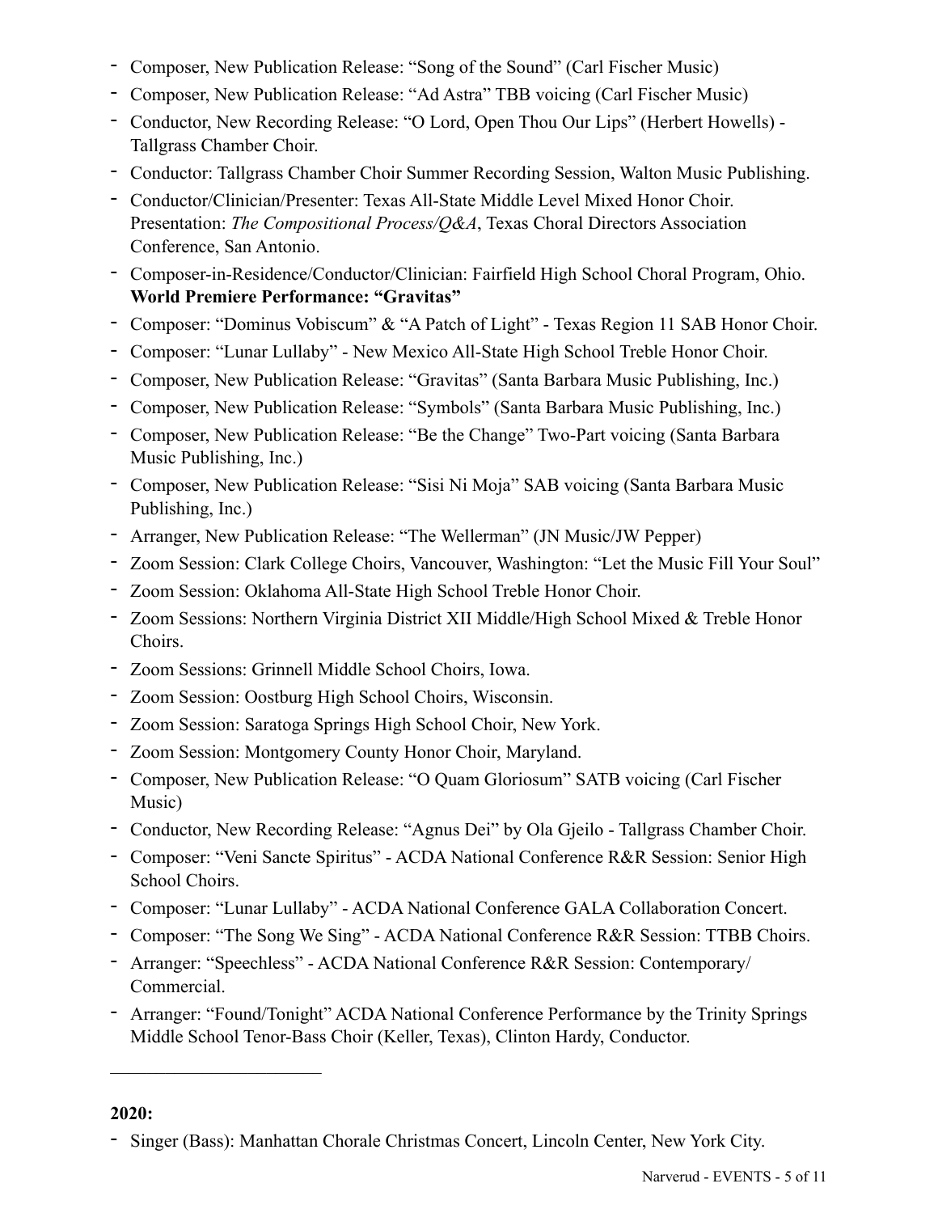- Composer, New Publication Release: “Song of the Sound” (Carl Fischer Music)
- Composer, New Publication Release: “Ad Astra” TBB voicing (Carl Fischer Music)
- Conductor, New Recording Release: “O Lord, Open Thou Our Lips” (Herbert Howells) - Tallgrass Chamber Choir.
- Conductor: Tallgrass Chamber Choir Summer Recording Session, Walton Music Publishing.
- Conductor/Clinician/Presenter: Texas All-State Middle Level Mixed Honor Choir. Presentation: *The Compositional Process/Q&A*, Texas Choral Directors Association Conference, San Antonio.
- Composer-in-Residence/Conductor/Clinician: Fairfield High School Choral Program, Ohio. **World Premiere Performance: “Gravitas”**
- Composer: “Dominus Vobiscum” & “A Patch of Light” - Texas Region 11 SAB Honor Choir.
- Composer: “Lunar Lullaby” - New Mexico All-State High School Treble Honor Choir.
- Composer, New Publication Release: “Gravitas” (Santa Barbara Music Publishing, Inc.)
- Composer, New Publication Release: “Symbols” (Santa Barbara Music Publishing, Inc.)
- Composer, New Publication Release: “Be the Change” Two-Part voicing (Santa Barbara Music Publishing, Inc.)
- Composer, New Publication Release: “Sisi Ni Moja” SAB voicing (Santa Barbara Music Publishing, Inc.)
- Arranger, New Publication Release: “The Wellerman” (JN Music/JW Pepper)
- Zoom Session: Clark College Choirs, Vancouver, Washington: “Let the Music Fill Your Soul”
- Zoom Session: Oklahoma All-State High School Treble Honor Choir.
- Zoom Sessions: Northern Virginia District XII Middle/High School Mixed & Treble Honor Choirs.
- Zoom Sessions: Grinnell Middle School Choirs, Iowa.
- Zoom Session: Oostburg High School Choirs, Wisconsin.
- Zoom Session: Saratoga Springs High School Choir, New York.
- Zoom Session: Montgomery County Honor Choir, Maryland.
- Composer, New Publication Release: “O Quam Gloriosum” SATB voicing (Carl Fischer Music)
- Conductor, New Recording Release: “Agnus Dei” by Ola Gjeilo - Tallgrass Chamber Choir.
- Composer: “Veni Sancte Spiritus” - ACDA National Conference R&R Session: Senior High School Choirs.
- Composer: “Lunar Lullaby” - ACDA National Conference GALA Collaboration Concert.
- Composer: “The Song We Sing” - ACDA National Conference R&R Session: TTBB Choirs.
- Arranger: “Speechless” - ACDA National Conference R&R Session: Contemporary/ Commercial.
- Arranger: “Found/Tonight” ACDA National Conference Performance by the Trinity Springs Middle School Tenor-Bass Choir (Keller, Texas), Clinton Hardy, Conductor.

---

**2020:**

- Singer (Bass): Manhattan Chorale Christmas Concert, Lincoln Center, New York City.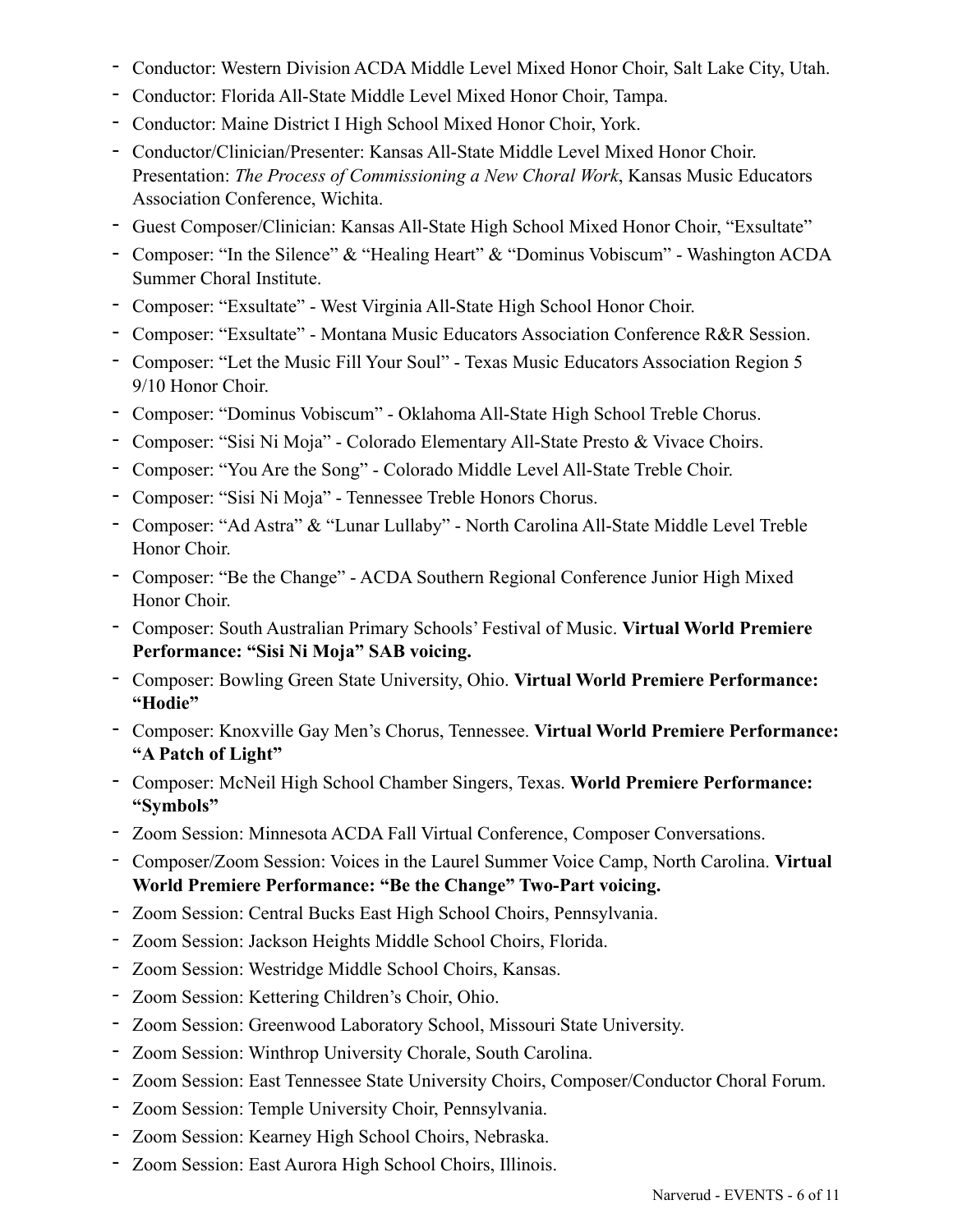- Conductor: Western Division ACDA Middle Level Mixed Honor Choir, Salt Lake City, Utah.
- Conductor: Florida All-State Middle Level Mixed Honor Choir, Tampa.
- Conductor: Maine District I High School Mixed Honor Choir, York.
- Conductor/Clinician/Presenter: Kansas All-State Middle Level Mixed Honor Choir. Presentation: *The Process of Commissioning a New Choral Work*, Kansas Music Educators Association Conference, Wichita.
- Guest Composer/Clinician: Kansas All-State High School Mixed Honor Choir, "Exsultate"
- Composer: "In the Silence" & "Healing Heart" & "Dominus Vobiscum" - Washington ACDA Summer Choral Institute.
- Composer: "Exsultate" - West Virginia All-State High School Honor Choir.
- Composer: "Exsultate" - Montana Music Educators Association Conference R&R Session.
- Composer: "Let the Music Fill Your Soul" - Texas Music Educators Association Region 5 9/10 Honor Choir.
- Composer: "Dominus Vobiscum" - Oklahoma All-State High School Treble Chorus.
- Composer: "Sisi Ni Moja" - Colorado Elementary All-State Presto & Vivace Choirs.
- Composer: "You Are the Song" - Colorado Middle Level All-State Treble Choir.
- Composer: "Sisi Ni Moja" - Tennessee Treble Honors Chorus.
- Composer: "Ad Astra" & "Lunar Lullaby" - North Carolina All-State Middle Level Treble Honor Choir.
- Composer: "Be the Change" - ACDA Southern Regional Conference Junior High Mixed Honor Choir.
- Composer: South Australian Primary Schools' Festival of Music. **Virtual World Premiere Performance: "Sisi Ni Moja" SAB voicing.**
- Composer: Bowling Green State University, Ohio. **Virtual World Premiere Performance: "Hodie"**
- Composer: Knoxville Gay Men's Chorus, Tennessee. **Virtual World Premiere Performance: "A Patch of Light"**
- Composer: McNeil High School Chamber Singers, Texas. **World Premiere Performance: "Symbols"**
- Zoom Session: Minnesota ACDA Fall Virtual Conference, Composer Conversations.
- Composer/Zoom Session: Voices in the Laurel Summer Voice Camp, North Carolina. **Virtual World Premiere Performance: "Be the Change" Two-Part voicing.**
- Zoom Session: Central Bucks East High School Choirs, Pennsylvania.
- Zoom Session: Jackson Heights Middle School Choirs, Florida.
- Zoom Session: Westridge Middle School Choirs, Kansas.
- Zoom Session: Kettering Children's Choir, Ohio.
- Zoom Session: Greenwood Laboratory School, Missouri State University.
- Zoom Session: Winthrop University Chorale, South Carolina.
- Zoom Session: East Tennessee State University Choirs, Composer/Conductor Choral Forum.
- Zoom Session: Temple University Choir, Pennsylvania.
- Zoom Session: Kearney High School Choirs, Nebraska.
- Zoom Session: East Aurora High School Choirs, Illinois.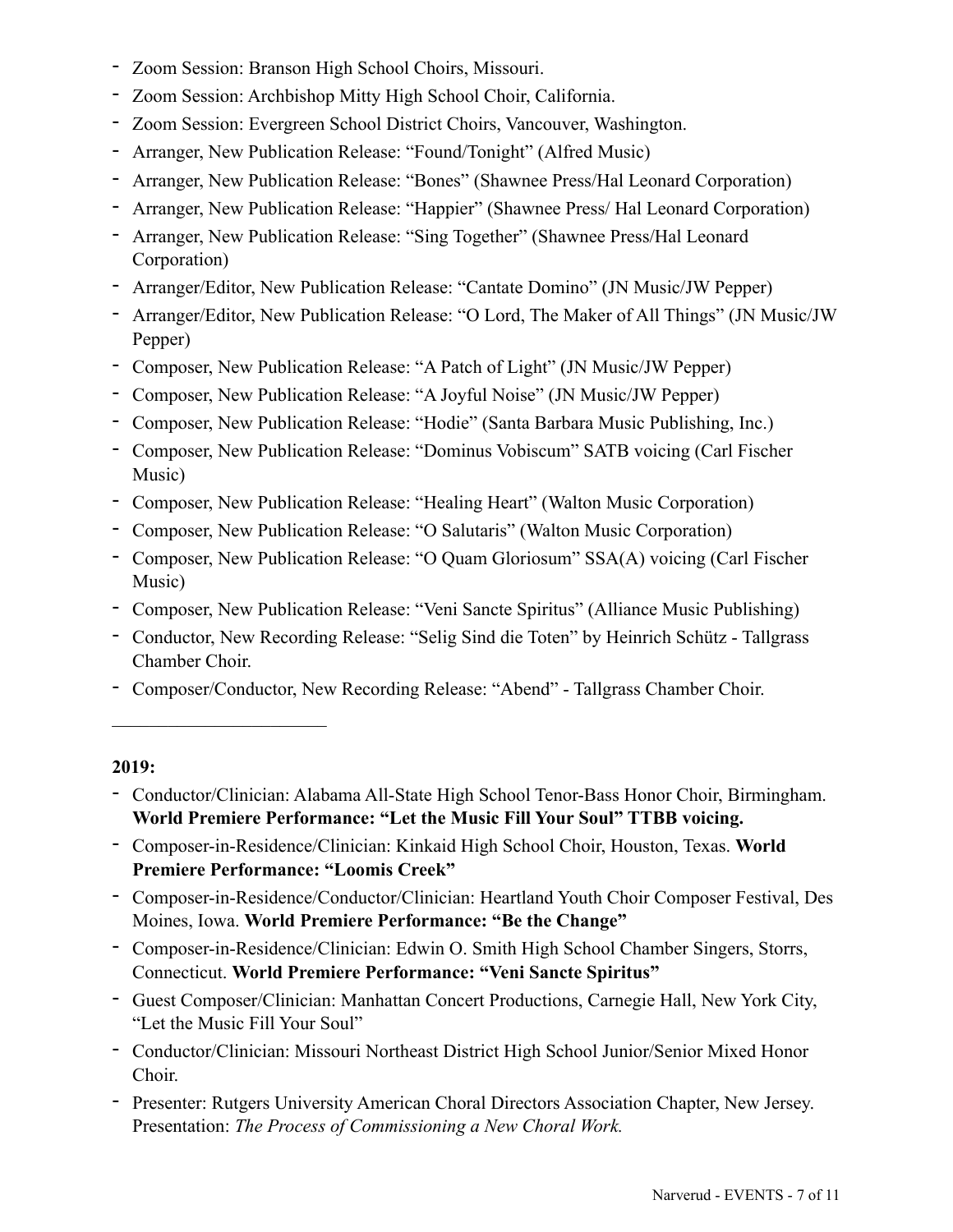- Zoom Session: Branson High School Choirs, Missouri.
- Zoom Session: Archbishop Mitty High School Choir, California.
- Zoom Session: Evergreen School District Choirs, Vancouver, Washington.
- Arranger, New Publication Release: “Found/Tonight” (Alfred Music)
- Arranger, New Publication Release: “Bones” (Shawnee Press/Hal Leonard Corporation)
- Arranger, New Publication Release: “Happier” (Shawnee Press/ Hal Leonard Corporation)
- Arranger, New Publication Release: “Sing Together” (Shawnee Press/Hal Leonard Corporation)
- Arranger/Editor, New Publication Release: “Cantate Domino” (JN Music/JW Pepper)
- Arranger/Editor, New Publication Release: “O Lord, The Maker of All Things” (JN Music/JW Pepper)
- Composer, New Publication Release: “A Patch of Light” (JN Music/JW Pepper)
- Composer, New Publication Release: “A Joyful Noise” (JN Music/JW Pepper)
- Composer, New Publication Release: “Hodie” (Santa Barbara Music Publishing, Inc.)
- Composer, New Publication Release: “Dominus Vobiscum” SATB voicing (Carl Fischer Music)
- Composer, New Publication Release: “Healing Heart” (Walton Music Corporation)
- Composer, New Publication Release: “O Salutaris” (Walton Music Corporation)
- Composer, New Publication Release: “O Quam Gloriosum” SSA(A) voicing (Carl Fischer Music)
- Composer, New Publication Release: “Veni Sancte Spiritus” (Alliance Music Publishing)
- Conductor, New Recording Release: “Selig Sind die Toten” by Heinrich Schütz - Tallgrass Chamber Choir.
- Composer/Conductor, New Recording Release: “Abend” - Tallgrass Chamber Choir.

---

**2019:**

- Conductor/Clinician: Alabama All-State High School Tenor-Bass Honor Choir, Birmingham. **World Premiere Performance: “Let the Music Fill Your Soul” TTBB voicing.**
- Composer-in-Residence/Clinician: Kinkaid High School Choir, Houston, Texas. **World Premiere Performance: “Loomis Creek”**
- Composer-in-Residence/Conductor/Clinician: Heartland Youth Choir Composer Festival, Des Moines, Iowa. **World Premiere Performance: “Be the Change”**
- Composer-in-Residence/Clinician: Edwin O. Smith High School Chamber Singers, Storrs, Connecticut. **World Premiere Performance: “Veni Sancte Spiritus”**
- Guest Composer/Clinician: Manhattan Concert Productions, Carnegie Hall, New York City, “Let the Music Fill Your Soul”
- Conductor/Clinician: Missouri Northeast District High School Junior/Senior Mixed Honor Choir.
- Presenter: Rutgers University American Choral Directors Association Chapter, New Jersey. Presentation: *The Process of Commissioning a New Choral Work.*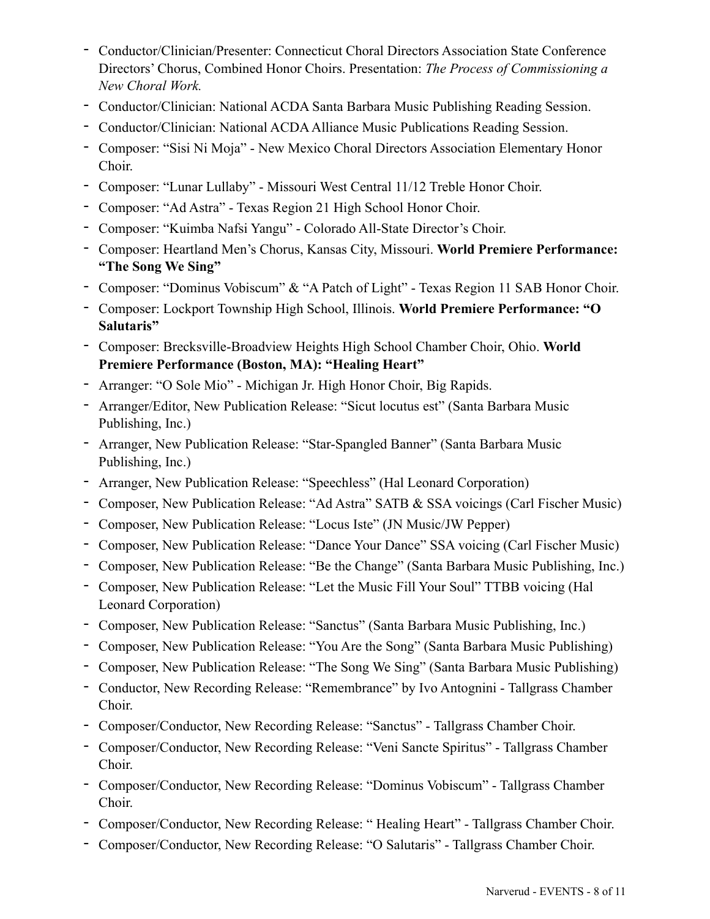- Conductor/Clinician/Presenter: Connecticut Choral Directors Association State Conference Directors' Chorus, Combined Honor Choirs. Presentation: *The Process of Commissioning a New Choral Work.*
- Conductor/Clinician: National ACDA Santa Barbara Music Publishing Reading Session.
- Conductor/Clinician: National ACDA Alliance Music Publications Reading Session.
- Composer: "Sisi Ni Moja" - New Mexico Choral Directors Association Elementary Honor Choir.
- Composer: "Lunar Lullaby" - Missouri West Central 11/12 Treble Honor Choir.
- Composer: "Ad Astra" - Texas Region 21 High School Honor Choir.
- Composer: "Kuimba Nafsi Yangu" - Colorado All-State Director's Choir.
- Composer: Heartland Men's Chorus, Kansas City, Missouri. **World Premiere Performance: "The Song We Sing"**
- Composer: "Dominus Vobiscum" & "A Patch of Light" - Texas Region 11 SAB Honor Choir.
- Composer: Lockport Township High School, Illinois. **World Premiere Performance: "O Salutaris"**
- Composer: Brecksville-Broadview Heights High School Chamber Choir, Ohio. **World Premiere Performance (Boston, MA): "Healing Heart"**
- Arranger: "O Sole Mio" - Michigan Jr. High Honor Choir, Big Rapids.
- Arranger/Editor, New Publication Release: "Sicut locutus est" (Santa Barbara Music Publishing, Inc.)
- Arranger, New Publication Release: "Star-Spangled Banner" (Santa Barbara Music Publishing, Inc.)
- Arranger, New Publication Release: "Speechless" (Hal Leonard Corporation)
- Composer, New Publication Release: "Ad Astra" SATB & SSA voicings (Carl Fischer Music)
- Composer, New Publication Release: "Locus Iste" (JN Music/JW Pepper)
- Composer, New Publication Release: "Dance Your Dance" SSA voicing (Carl Fischer Music)
- Composer, New Publication Release: "Be the Change" (Santa Barbara Music Publishing, Inc.)
- Composer, New Publication Release: "Let the Music Fill Your Soul" TTBB voicing (Hal Leonard Corporation)
- Composer, New Publication Release: "Sanctus" (Santa Barbara Music Publishing, Inc.)
- Composer, New Publication Release: "You Are the Song" (Santa Barbara Music Publishing)
- Composer, New Publication Release: "The Song We Sing" (Santa Barbara Music Publishing)
- Conductor, New Recording Release: "Remembrance" by Ivo Antognini - Tallgrass Chamber Choir.
- Composer/Conductor, New Recording Release: "Sanctus" - Tallgrass Chamber Choir.
- Composer/Conductor, New Recording Release: "Veni Sancte Spiritus" - Tallgrass Chamber Choir.
- Composer/Conductor, New Recording Release: "Dominus Vobiscum" - Tallgrass Chamber Choir.
- Composer/Conductor, New Recording Release: " Healing Heart" - Tallgrass Chamber Choir.
- Composer/Conductor, New Recording Release: "O Salutaris" - Tallgrass Chamber Choir.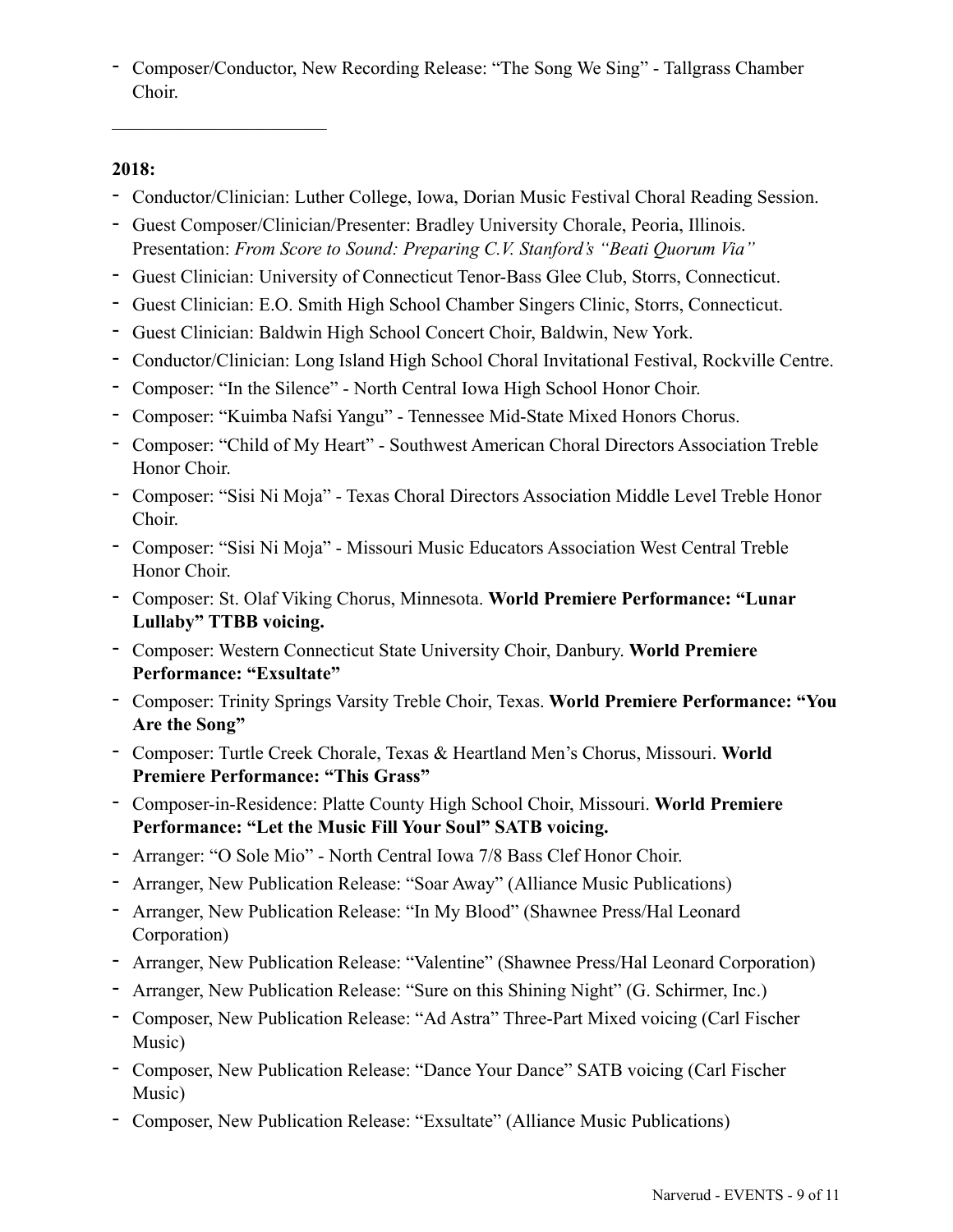- Composer/Conductor, New Recording Release: “The Song We Sing” - Tallgrass Chamber Choir.

---

**2018:**

- Conductor/Clinician: Luther College, Iowa, Dorian Music Festival Choral Reading Session.
- Guest Composer/Clinician/Presenter: Bradley University Chorale, Peoria, Illinois. Presentation: *From Score to Sound: Preparing C.V. Stanford’s “Beati Quorum Via”*
- Guest Clinician: University of Connecticut Tenor-Bass Glee Club, Storrs, Connecticut.
- Guest Clinician: E.O. Smith High School Chamber Singers Clinic, Storrs, Connecticut.
- Guest Clinician: Baldwin High School Concert Choir, Baldwin, New York.
- Conductor/Clinician: Long Island High School Choral Invitational Festival, Rockville Centre.
- Composer: “In the Silence” - North Central Iowa High School Honor Choir.
- Composer: “Kuimba Nafsi Yangu” - Tennessee Mid-State Mixed Honors Chorus.
- Composer: “Child of My Heart” - Southwest American Choral Directors Association Treble Honor Choir.
- Composer: “Sisi Ni Moja” - Texas Choral Directors Association Middle Level Treble Honor Choir.
- Composer: “Sisi Ni Moja” - Missouri Music Educators Association West Central Treble Honor Choir.
- Composer: St. Olaf Viking Chorus, Minnesota. **World Premiere Performance: “Lunar Lullaby” TTBB voicing.**
- Composer: Western Connecticut State University Choir, Danbury. **World Premiere Performance: “Exsultate”**
- Composer: Trinity Springs Varsity Treble Choir, Texas. **World Premiere Performance: “You Are the Song”**
- Composer: Turtle Creek Chorale, Texas & Heartland Men’s Chorus, Missouri. **World Premiere Performance: “This Grass”**
- Composer-in-Residence: Platte County High School Choir, Missouri. **World Premiere Performance: “Let the Music Fill Your Soul” SATB voicing.**
- Arranger: “O Sole Mio” - North Central Iowa 7/8 Bass Clef Honor Choir.
- Arranger, New Publication Release: “Soar Away” (Alliance Music Publications)
- Arranger, New Publication Release: “In My Blood” (Shawnee Press/Hal Leonard Corporation)
- Arranger, New Publication Release: “Valentine” (Shawnee Press/Hal Leonard Corporation)
- Arranger, New Publication Release: “Sure on this Shining Night” (G. Schirmer, Inc.)
- Composer, New Publication Release: “Ad Astra” Three-Part Mixed voicing (Carl Fischer Music)
- Composer, New Publication Release: “Dance Your Dance” SATB voicing (Carl Fischer Music)
- Composer, New Publication Release: “Exsultate” (Alliance Music Publications)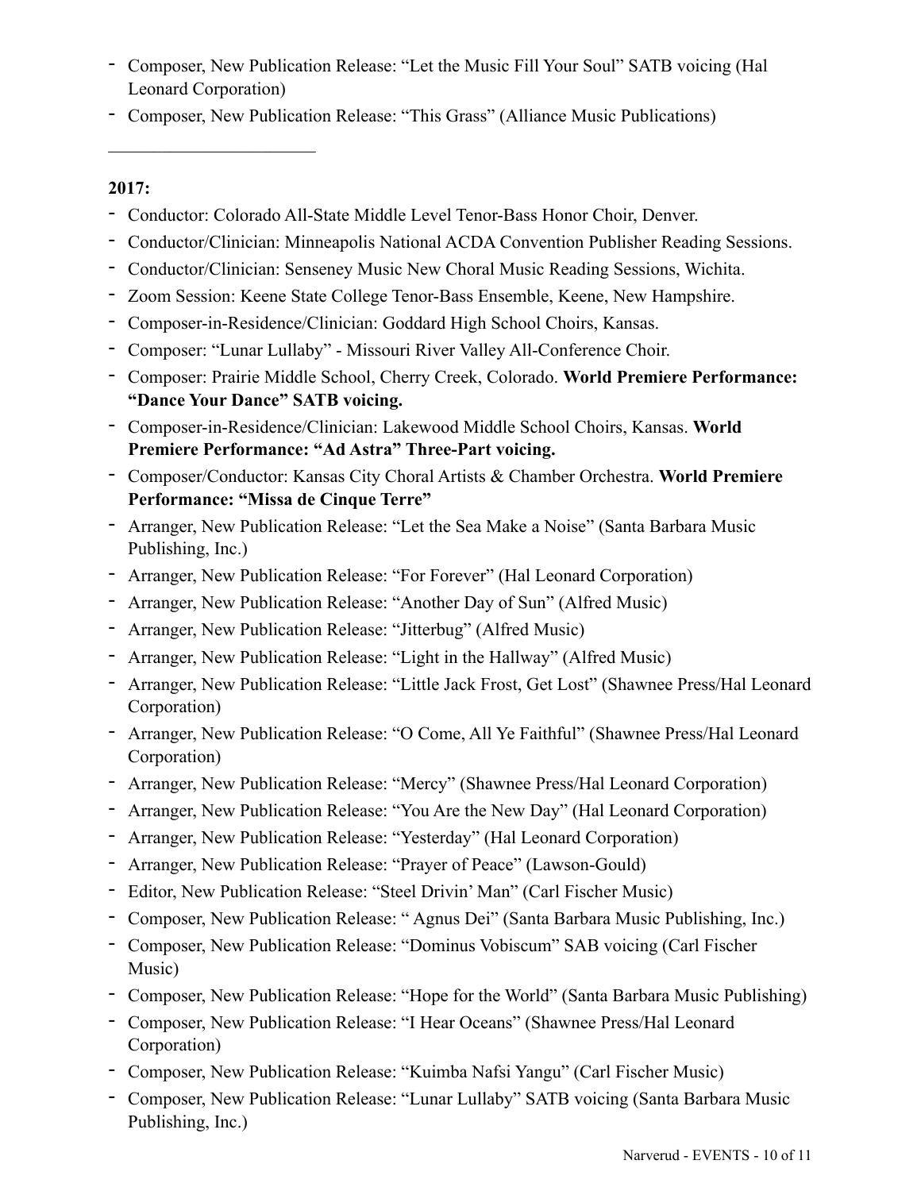- Composer, New Publication Release: "Let the Music Fill Your Soul" SATB voicing (Hal Leonard Corporation)
- Composer, New Publication Release: "This Grass" (Alliance Music Publications)

---

**2017:**

- Conductor: Colorado All-State Middle Level Tenor-Bass Honor Choir, Denver.
- Conductor/Clinician: Minneapolis National ACDA Convention Publisher Reading Sessions.
- Conductor/Clinician: Senseney Music New Choral Music Reading Sessions, Wichita.
- Zoom Session: Keene State College Tenor-Bass Ensemble, Keene, New Hampshire.
- Composer-in-Residence/Clinician: Goddard High School Choirs, Kansas.
- Composer: "Lunar Lullaby" - Missouri River Valley All-Conference Choir.
- Composer: Prairie Middle School, Cherry Creek, Colorado. **World Premiere Performance: "Dance Your Dance" SATB voicing.**
- Composer-in-Residence/Clinician: Lakewood Middle School Choirs, Kansas. **World Premiere Performance: "Ad Astra" Three-Part voicing.**
- Composer/Conductor: Kansas City Choral Artists & Chamber Orchestra. **World Premiere Performance: "Missa de Cinque Terre"**
- Arranger, New Publication Release: "Let the Sea Make a Noise" (Santa Barbara Music Publishing, Inc.)
- Arranger, New Publication Release: "For Forever" (Hal Leonard Corporation)
- Arranger, New Publication Release: "Another Day of Sun" (Alfred Music)
- Arranger, New Publication Release: "Jitterbug" (Alfred Music)
- Arranger, New Publication Release: "Light in the Hallway" (Alfred Music)
- Arranger, New Publication Release: "Little Jack Frost, Get Lost" (Shawnee Press/Hal Leonard Corporation)
- Arranger, New Publication Release: "O Come, All Ye Faithful" (Shawnee Press/Hal Leonard Corporation)
- Arranger, New Publication Release: "Mercy" (Shawnee Press/Hal Leonard Corporation)
- Arranger, New Publication Release: "You Are the New Day" (Hal Leonard Corporation)
- Arranger, New Publication Release: "Yesterday" (Hal Leonard Corporation)
- Arranger, New Publication Release: "Prayer of Peace" (Lawson-Gould)
- Editor, New Publication Release: "Steel Drivin' Man" (Carl Fischer Music)
- Composer, New Publication Release: " Agnus Dei" (Santa Barbara Music Publishing, Inc.)
- Composer, New Publication Release: "Dominus Vobiscum" SAB voicing (Carl Fischer Music)
- Composer, New Publication Release: "Hope for the World" (Santa Barbara Music Publishing)
- Composer, New Publication Release: "I Hear Oceans" (Shawnee Press/Hal Leonard Corporation)
- Composer, New Publication Release: "Kuimba Nafsi Yangu" (Carl Fischer Music)
- Composer, New Publication Release: "Lunar Lullaby" SATB voicing (Santa Barbara Music Publishing, Inc.)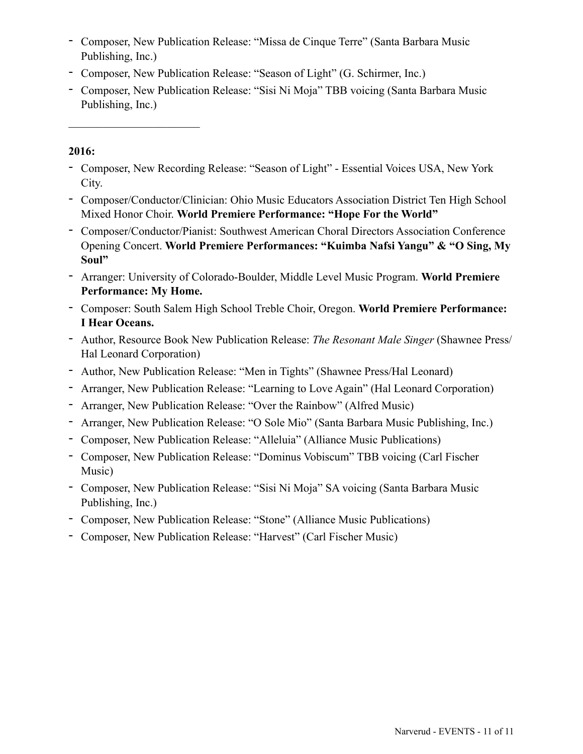- Composer, New Publication Release: “Missa de Cinque Terre” (Santa Barbara Music Publishing, Inc.)
- Composer, New Publication Release: “Season of Light” (G. Schirmer, Inc.)
- Composer, New Publication Release: “Sisi Ni Moja” TBB voicing (Santa Barbara Music Publishing, Inc.)

---

**2016:**

- Composer, New Recording Release: “Season of Light” - Essential Voices USA, New York City.
- Composer/Conductor/Clinician: Ohio Music Educators Association District Ten High School Mixed Honor Choir. **World Premiere Performance: “Hope For the World”**
- Composer/Conductor/Pianist: Southwest American Choral Directors Association Conference Opening Concert. **World Premiere Performances: “Kuimba Nafsi Yangu” & “O Sing, My Soul”**
- Arranger: University of Colorado-Boulder, Middle Level Music Program. **World Premiere Performance: My Home.**
- Composer: South Salem High School Treble Choir, Oregon. **World Premiere Performance: I Hear Oceans.**
- Author, Resource Book New Publication Release: *The Resonant Male Singer* (Shawnee Press/ Hal Leonard Corporation)
- Author, New Publication Release: “Men in Tights” (Shawnee Press/Hal Leonard)
- Arranger, New Publication Release: “Learning to Love Again” (Hal Leonard Corporation)
- Arranger, New Publication Release: “Over the Rainbow” (Alfred Music)
- Arranger, New Publication Release: “O Sole Mio” (Santa Barbara Music Publishing, Inc.)
- Composer, New Publication Release: “Alleluia” (Alliance Music Publications)
- Composer, New Publication Release: “Dominus Vobiscum” TBB voicing (Carl Fischer Music)
- Composer, New Publication Release: “Sisi Ni Moja” SA voicing (Santa Barbara Music Publishing, Inc.)
- Composer, New Publication Release: “Stone” (Alliance Music Publications)
- Composer, New Publication Release: “Harvest” (Carl Fischer Music)